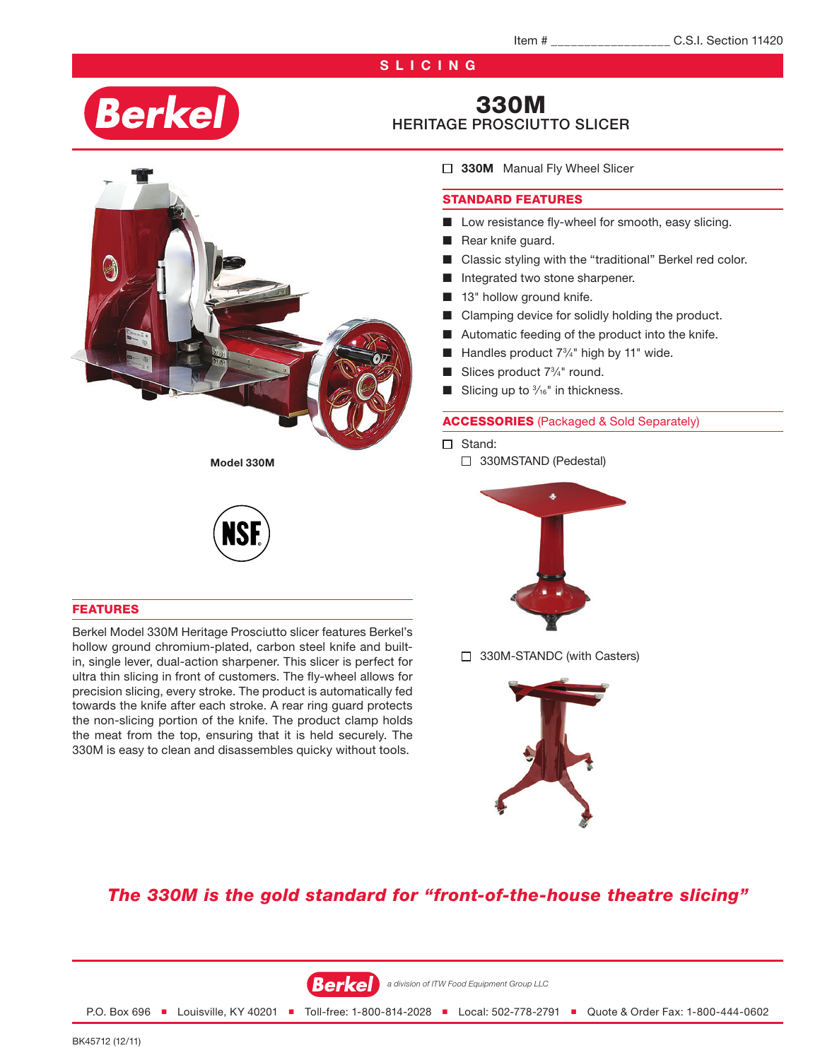Item # __________________ C.S.I. Section 11420

**SLICING**

Berkel

# 330M
## HERITAGE PROSCIUTTO SLICER

☐ **330M** Manual Fly Wheel Slicer

### STANDARD FEATURES

- Low resistance fly-wheel for smooth, easy slicing.
- Rear knife guard.
- Classic styling with the "traditional" Berkel red color.
- Integrated two stone sharpener.
- 13" hollow ground knife.
- Clamping device for solidly holding the product.
- Automatic feeding of the product into the knife.
- Handles product 7¾" high by 11" wide.
- Slices product 7¾" round.
- Slicing up to 3⁄16" in thickness.

**Model 330M**

NSF

### ACCESSORIES (Packaged & Sold Separately)

☐ Stand:
  - ☐ 330MSTAND (Pedestal)
  - ☐ 330M-STANDC (with Casters)

### FEATURES

Berkel Model 330M Heritage Prosciutto slicer features Berkel's hollow ground chromium-plated, carbon steel knife and built-in, single lever, dual-action sharpener. This slicer is perfect for ultra thin slicing in front of customers. The fly-wheel allows for precision slicing, every stroke. The product is automatically fed towards the knife after each stroke. A rear ring guard protects the non-slicing portion of the knife. The product clamp holds the meat from the top, ensuring that it is held securely. The 330M is easy to clean and disassembles quicky without tools.

***The 330M is the gold standard for "front-of-the-house theatre slicing"***

Berkel *a division of ITW Food Equipment Group LLC*

P.O. Box 696 ■ Louisville, KY 40201 ■ Toll-free: 1-800-814-2028 ■ Local: 502-778-2791 ■ Quote & Order Fax: 1-800-444-0602

BK45712 (12/11)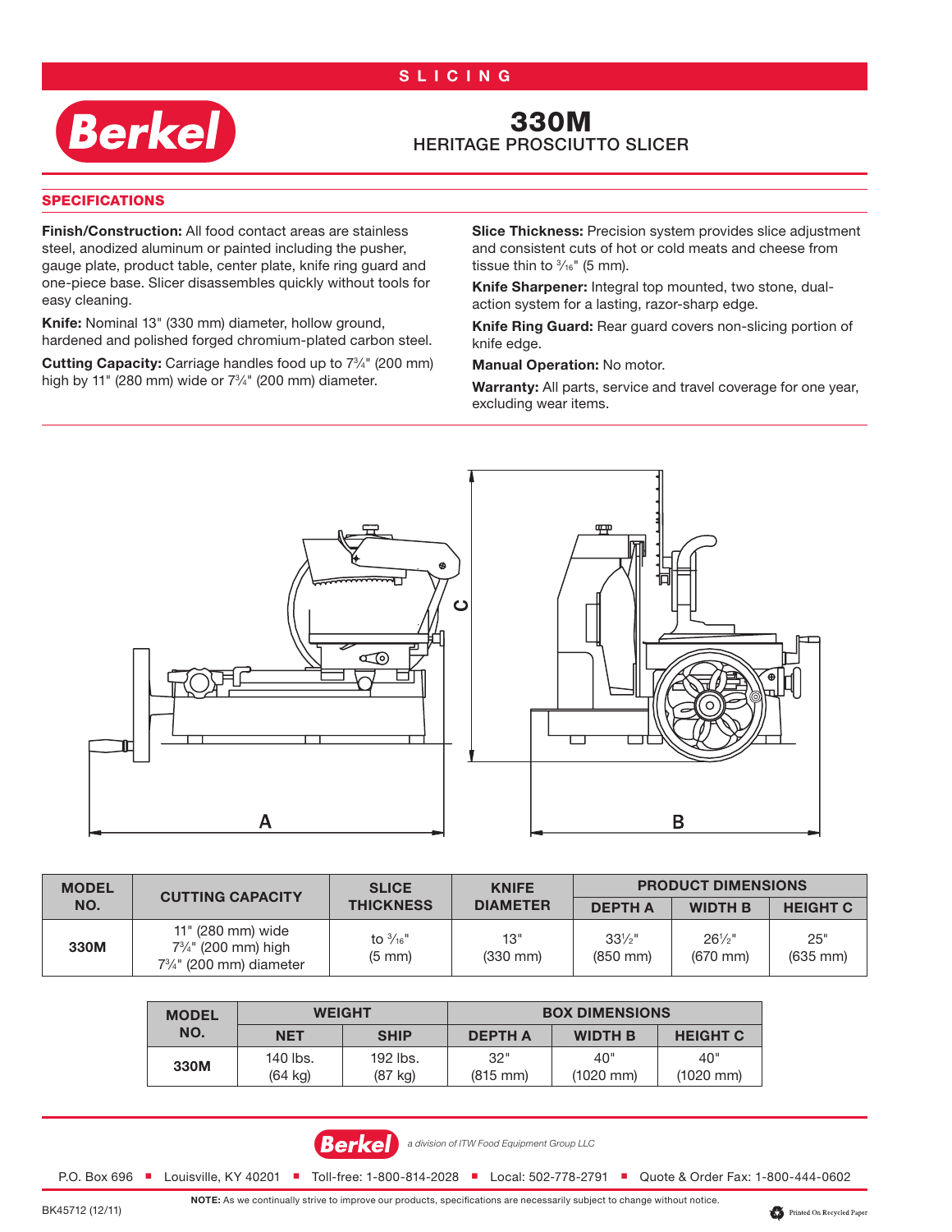SLICING

Berkel

# 330M

## HERITAGE PROSCIUTTO SLICER

### SPECIFICATIONS

**Finish/Construction:** All food contact areas are stainless steel, anodized aluminum or painted including the pusher, gauge plate, product table, center plate, knife ring guard and one-piece base. Slicer disassembles quickly without tools for easy cleaning.

**Knife:** Nominal 13" (330 mm) diameter, hollow ground, hardened and polished forged chromium-plated carbon steel.

**Cutting Capacity:** Carriage handles food up to 7¾" (200 mm) high by 11" (280 mm) wide or 7¾" (200 mm) diameter.

**Slice Thickness:** Precision system provides slice adjustment and consistent cuts of hot or cold meats and cheese from tissue thin to 3⁄16" (5 mm).

**Knife Sharpener:** Integral top mounted, two stone, dual-action system for a lasting, razor-sharp edge.

**Knife Ring Guard:** Rear guard covers non-slicing portion of knife edge.

**Manual Operation:** No motor.

**Warranty:** All parts, service and travel coverage for one year, excluding wear items.

C

A

B

| MODEL NO. | CUTTING CAPACITY | SLICE THICKNESS | KNIFE DIAMETER | PRODUCT DIMENSIONS | | |
|---|---|---|---|---|---|---|
| | | | | DEPTH A | WIDTH B | HEIGHT C |
| 330M | 11" (280 mm) wide 7¾" (200 mm) high 7¾" (200 mm) diameter | to 3⁄16" (5 mm) | 13" (330 mm) | 33½" (850 mm) | 26½" (670 mm) | 25" (635 mm) |

| MODEL NO. | WEIGHT | | BOX DIMENSIONS | | |
|---|---|---|---|---|---|
| | NET | SHIP | DEPTH A | WIDTH B | HEIGHT C |
| 330M | 140 lbs. (64 kg) | 192 lbs. (87 kg) | 32" (815 mm) | 40" (1020 mm) | 40" (1020 mm) |

Berkel *a division of ITW Food Equipment Group LLC*

P.O. Box 696 ■ Louisville, KY 40201 ■ Toll-free: 1-800-814-2028 ■ Local: 502-778-2791 ■ Quote & Order Fax: 1-800-444-0602

**NOTE:** As we continually strive to improve our products, specifications are necessarily subject to change without notice.

BK45712 (12/11)

Printed On Recycled Paper